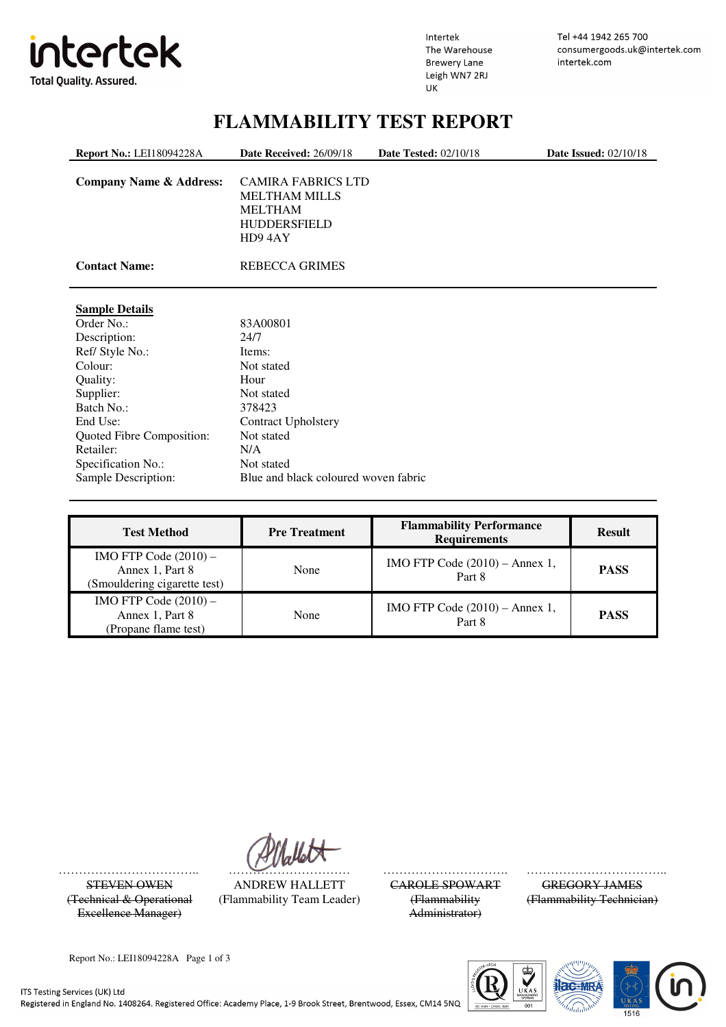Intertek
The Warehouse
Brewery Lane
Leigh WN7 2RJ
UK

Tel +44 1942 265 700
consumergoods.uk@intertek.com
intertek.com

# FLAMMABILITY TEST REPORT

**Report No.:** LEI18094228A **Date Received:** 26/09/18 **Date Tested:** 02/10/18 **Date Issued:** 02/10/18

**Company Name & Address:** CAMIRA FABRICS LTD
MELTHAM MILLS
MELTHAM
HUDDERSFIELD
HD9 4AY

**Contact Name:** REBECCA GRIMES

**Sample Details**

| | |
|---|---|
| Order No.: | 83A00801 |
| Description: | 24/7 |
| Ref/ Style No.: | Items: |
| Colour: | Not stated |
| Quality: | Hour |
| Supplier: | Not stated |
| Batch No.: | 378423 |
| End Use: | Contract Upholstery |
| Quoted Fibre Composition: | Not stated |
| Retailer: | N/A |
| Specification No.: | Not stated |
| Sample Description: | Blue and black coloured woven fabric |

| Test Method | Pre Treatment | Flammability Performance Requirements | Result |
|---|---|---|---|
| IMO FTP Code (2010) – Annex 1, Part 8 (Smouldering cigarette test) | None | IMO FTP Code (2010) – Annex 1, Part 8 | **PASS** |
| IMO FTP Code (2010) – Annex 1, Part 8 (Propane flame test) | None | IMO FTP Code (2010) – Annex 1, Part 8 | **PASS** |

~~STEVEN OWEN~~
~~(Technical & Operational Excellence Manager)~~

ANDREW HALLETT
(Flammability Team Leader)

~~CAROLE SPOWART~~
~~(Flammability Administrator)~~

~~GREGORY JAMES~~
~~(Flammability Technician)~~

ITS Testing Services (UK) Ltd
Registered in England No. 1408264. Registered Office: Academy Place, 1-9 Brook Street, Brentwood, Essex, CM14 5NQ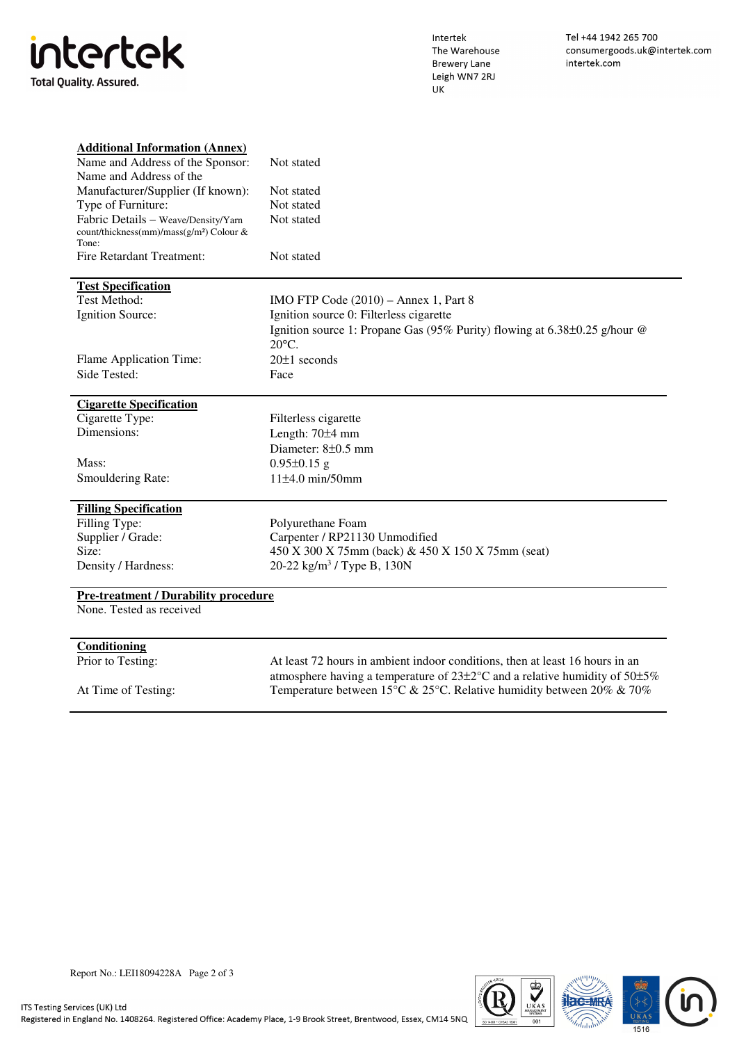**Additional Information (Annex)**

| | |
|---|---|
| Name and Address of the Sponsor: | Not stated |
| Name and Address of the Manufacturer/Supplier (If known): | Not stated |
| Type of Furniture: | Not stated |
| Fabric Details – Weave/Density/Yarn count/thickness(mm)/mass(g/m²) Colour & Tone: | Not stated |
| Fire Retardant Treatment: | Not stated |

**Test Specification**

| | |
|---|---|
| Test Method: | IMO FTP Code (2010) – Annex 1, Part 8 |
| Ignition Source: | Ignition source 0: Filterless cigarette<br>Ignition source 1: Propane Gas (95% Purity) flowing at 6.38±0.25 g/hour @ 20°C. |
| Flame Application Time: | 20±1 seconds |
| Side Tested: | Face |

**Cigarette Specification**

| | |
|---|---|
| Cigarette Type: | Filterless cigarette |
| Dimensions: | Length: 70±4 mm<br>Diameter: 8±0.5 mm |
| Mass: | 0.95±0.15 g |
| Smouldering Rate: | 11±4.0 min/50mm |

**Filling Specification**

| | |
|---|---|
| Filling Type: | Polyurethane Foam |
| Supplier / Grade: | Carpenter / RP21130 Unmodified |
| Size: | 450 X 300 X 75mm (back) & 450 X 150 X 75mm (seat) |
| Density / Hardness: | 20-22 kg/m$^3$ / Type B, 130N |

**Pre-treatment / Durability procedure**

None. Tested as received

**Conditioning**

| | |
|---|---|
| Prior to Testing: | At least 72 hours in ambient indoor conditions, then at least 16 hours in an atmosphere having a temperature of 23±2°C and a relative humidity of 50±5% |
| At Time of Testing: | Temperature between 15°C & 25°C. Relative humidity between 20% & 70% |

Report No.: LEI18094228A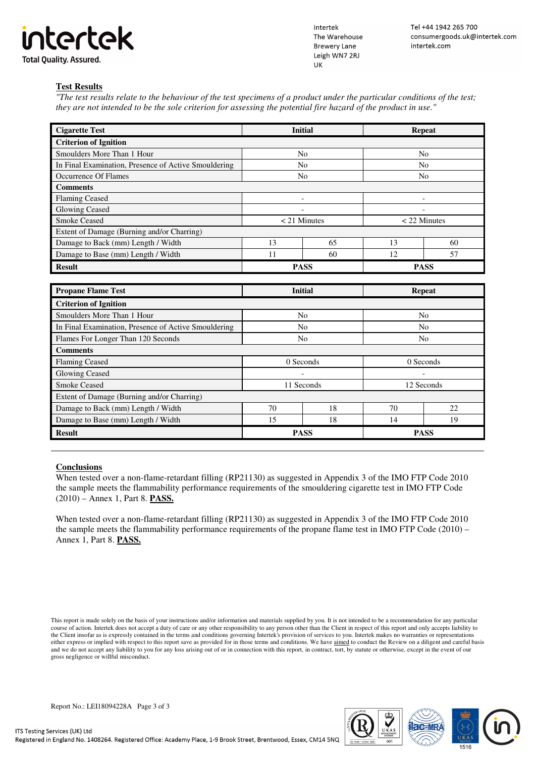**Test Results**

*"The test results relate to the behaviour of the test specimens of a product under the particular conditions of the test; they are not intended to be the sole criterion for assessing the potential fire hazard of the product in use."*

| Cigarette Test | Initial | | Repeat | |
|---|---|---|---|---|
| **Criterion of Ignition** | | | | |
| Smoulders More Than 1 Hour | No | | No | |
| In Final Examination, Presence of Active Smouldering | No | | No | |
| Occurrence Of Flames | No | | No | |
| **Comments** | | | | |
| Flaming Ceased | - | | - | |
| Glowing Ceased | - | | - | |
| Smoke Ceased | < 21 Minutes | | < 22 Minutes | |
| Extent of Damage (Burning and/or Charring) | | | | |
| Damage to Back (mm) Length / Width | 13 | 65 | 13 | 60 |
| Damage to Base (mm) Length / Width | 11 | 60 | 12 | 57 |
| **Result** | **PASS** | | **PASS** | |

| Propane Flame Test | Initial | | Repeat | |
|---|---|---|---|---|
| **Criterion of Ignition** | | | | |
| Smoulders More Than 1 Hour | No | | No | |
| In Final Examination, Presence of Active Smouldering | No | | No | |
| Flames For Longer Than 120 Seconds | No | | No | |
| **Comments** | | | | |
| Flaming Ceased | 0 Seconds | | 0 Seconds | |
| Glowing Ceased | - | | - | |
| Smoke Ceased | 11 Seconds | | 12 Seconds | |
| Extent of Damage (Burning and/or Charring) | | | | |
| Damage to Back (mm) Length / Width | 70 | 18 | 70 | 22 |
| Damage to Base (mm) Length / Width | 15 | 18 | 14 | 19 |
| **Result** | **PASS** | | **PASS** | |

**Conclusions**

When tested over a non-flame-retardant filling (RP21130) as suggested in Appendix 3 of the IMO FTP Code 2010 the sample meets the flammability performance requirements of the smouldering cigarette test in IMO FTP Code (2010) – Annex 1, Part 8. **PASS.**

When tested over a non-flame-retardant filling (RP21130) as suggested in Appendix 3 of the IMO FTP Code 2010 the sample meets the flammability performance requirements of the propane flame test in IMO FTP Code (2010) – Annex 1, Part 8. **PASS.**

This report is made solely on the basis of your instructions and/or information and materials supplied by you. It is not intended to be a recommendation for any particular course of action. Intertek does not accept a duty of care or any other responsibility to any person other than the Client in respect of this report and only accepts liability to the Client insofar as is expressly contained in the terms and conditions governing Intertek's provision of services to you. Intertek makes no warranties or representations either express or implied with respect to this report save as provided for in those terms and conditions. We have aimed to conduct the Review on a diligent and careful basis and we do not accept any liability to you for any loss arising out of or in connection with this report, in contract, tort, by statute or otherwise, except in the event of our gross negligence or willful misconduct.

Report No.: LEI18094228A